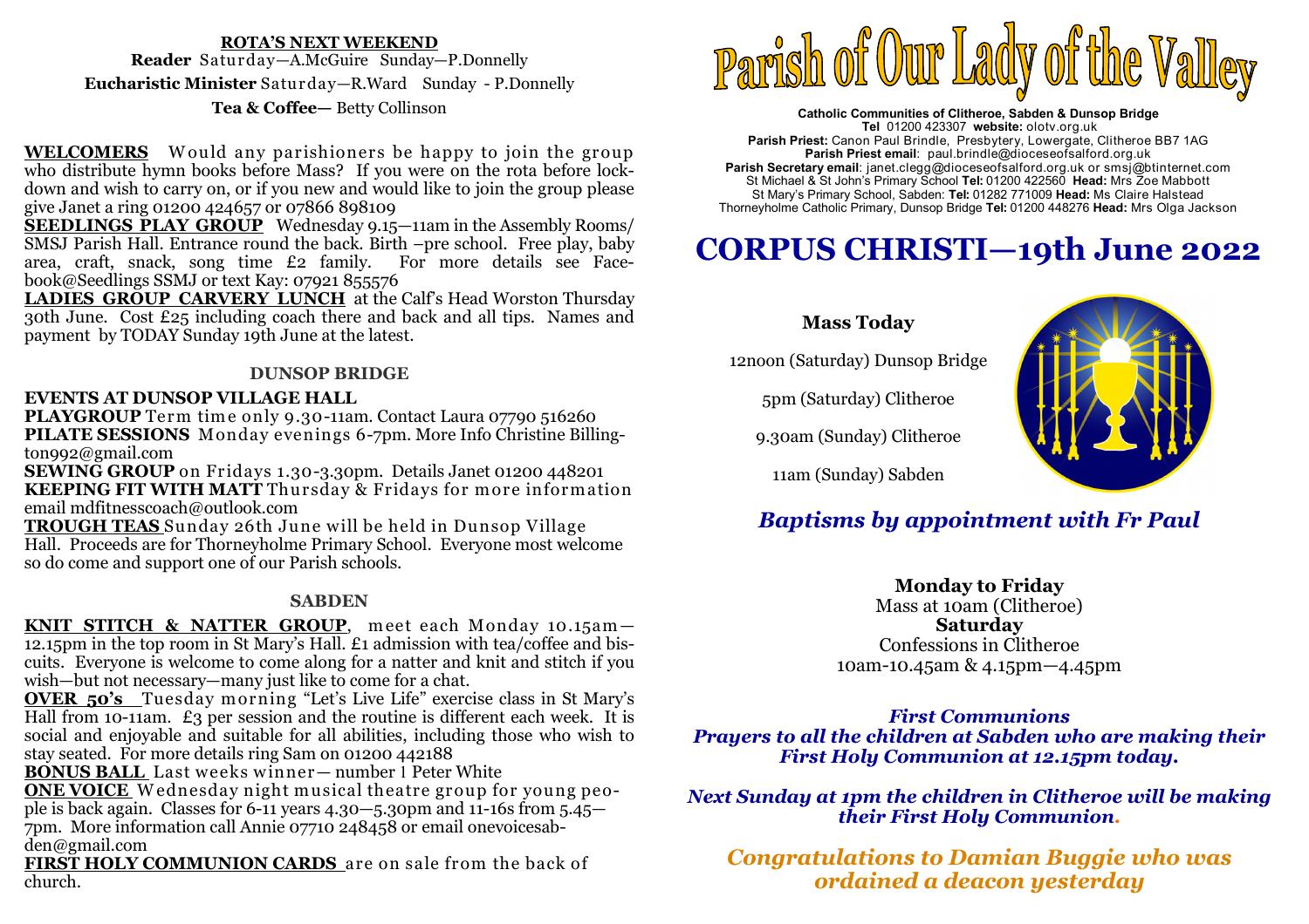**ROTA'S NEXT WEEKEND**

**Reader** Saturday—A.McGuire Sunday—P.Donnelly

**Eucharistic Minister** Saturday—R.Ward Sunday - P.Donnelly

**Tea & Coffee**— Betty Collinson

**WELCOMERS** Would any parishioners be happy to join the group who distribute hymn books before Mass? If you were on the rota before lockdown and wish to carry on, or if you new and would like to join the group please give Janet a ring 01200 424657 or 07866 898109

**SEEDLINGS PLAY GROUP** Wednesday 9.15—11am in the Assembly Rooms/ SMSJ Parish Hall. Entrance round the back. Birth –pre school. Free play, baby area, craft, snack, song time £2 family. For more details see Facebook@Seedlings SSMJ or text Kay: 07921 855576

**LADIES GROUP CARVERY LUNCH** at the Calf's Head Worston Thursday 30th June. Cost £25 including coach there and back and all tips. Names and payment by TODAY Sunday 19th June at the latest.

## DUNSOP BRIDGE

**EVENTS AT DUNSOP VILLAGE HALL**

**PLAYGROUP** Term time only 9.30-11am. Contact Laura 07790 516260

**PILATE SESSIONS** Monday evenings 6-7pm. More Info Christine Billington992@gmail.com

**SEWING GROUP** on Fridays 1.30-3.30pm. Details Janet 01200 448201

**KEEPING FIT WITH MATT** Thursday & Fridays for more information email mdfitnesscoach@outlook.com

**TROUGH TEAS** Sunday 26th June will be held in Dunsop Village Hall. Proceeds are for Thorneyholme Primary School. Everyone most welcome so do come and support one of our Parish schools.

## SABDEN

**KNIT STITCH & NATTER GROUP**, meet each Monday 10.15am—12.15pm in the top room in St Mary's Hall. £1 admission with tea/coffee and biscuits. Everyone is welcome to come along for a natter and knit and stitch if you wish—but not necessary—many just like to come for a chat.

**OVER 50's** Tuesday morning "Let's Live Life" exercise class in St Mary's Hall from 10-11am. £3 per session and the routine is different each week. It is social and enjoyable and suitable for all abilities, including those who wish to stay seated. For more details ring Sam on 01200 442188

**BONUS BALL** Last weeks winner— number 1 Peter White

**ONE VOICE** Wednesday night musical theatre group for young people is back again. Classes for 6-11 years 4.30—5.30pm and 11-16s from 5.45—7pm. More information call Annie 07710 248458 or email onevoicesabden@gmail.com

**FIRST HOLY COMMUNION CARDS** are on sale from the back of church.

# Parish of Our Lady of the Valley

**Catholic Communities of Clitheroe, Sabden & Dunsop Bridge**
**Tel** 01200 423307 **website:** olotv.org.uk
**Parish Priest:** Canon Paul Brindle, Presbytery, Lowergate, Clitheroe BB7 1AG
**Parish Priest email**: paul.brindle@dioceseofsalford.org.uk
**Parish Secretary email**: janet.clegg@dioceseofsalford.org.uk or smsj@btinternet.com
St Michael & St John's Primary School **Tel:** 01200 422560 **Head:** Mrs Zoe Mabbott
St Mary's Primary School, Sabden: **Tel:** 01282 771009 **Head:** Ms Claire Halstead
Thorneyholme Catholic Primary, Dunsop Bridge **Tel:** 01200 448276 **Head:** Mrs Olga Jackson

# CORPUS CHRISTI—19th June 2022

**Mass Today**

12noon (Saturday) Dunsop Bridge

5pm (Saturday) Clitheroe

9.30am (Sunday) Clitheroe

11am (Sunday) Sabden

***Baptisms by appointment with Fr Paul***

**Monday to Friday**
Mass at 10am (Clitheroe)
**Saturday**
Confessions in Clitheroe
10am-10.45am & 4.15pm—4.45pm

***First Communions***
***Prayers to all the children at Sabden who are making their First Holy Communion at 12.15pm today.***

***Next Sunday at 1pm the children in Clitheroe will be making their First Holy Communion.***

***Congratulations to Damian Buggie who was ordained a deacon yesterday***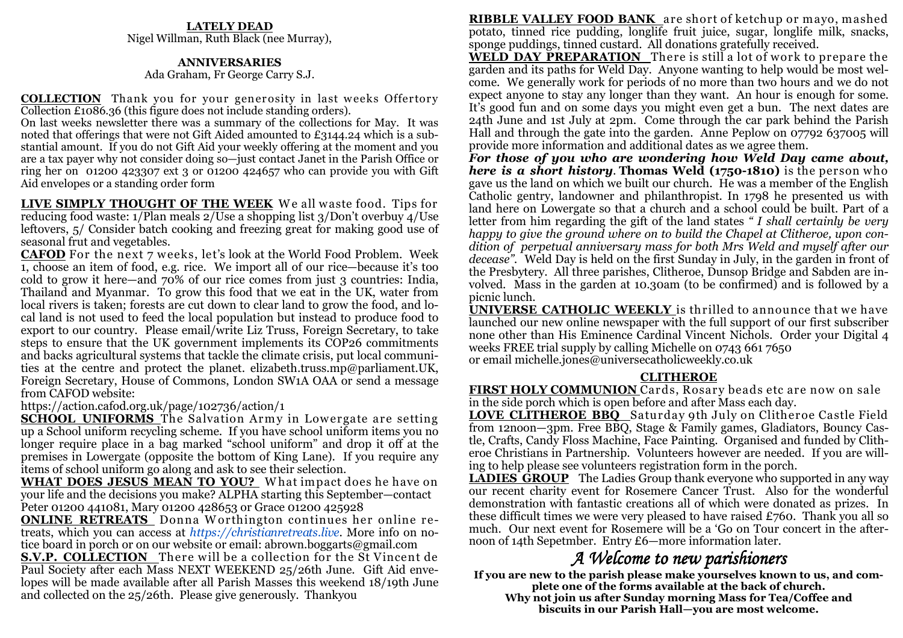**LATELY DEAD**

Nigel Willman, Ruth Black (nee Murray),

**ANNIVERSARIES**

Ada Graham, Fr George Carry S.J.

**COLLECTION** Thank you for your generosity in last weeks Offertory Collection £1086.36 (this figure does not include standing orders).

On last weeks newsletter there was a summary of the collections for May. It was noted that offerings that were not Gift Aided amounted to £3144.24 which is a substantial amount. If you do not Gift Aid your weekly offering at the moment and you are a tax payer why not consider doing so—just contact Janet in the Parish Office or ring her on 01200 423307 ext 3 or 01200 424657 who can provide you with Gift Aid envelopes or a standing order form

**LIVE SIMPLY THOUGHT OF THE WEEK** We all waste food. Tips for reducing food waste: 1/Plan meals 2/Use a shopping list 3/Don't overbuy 4/Use leftovers, 5/ Consider batch cooking and freezing great for making good use of seasonal frut and vegetables.

**CAFOD** For the next 7 weeks, let's look at the World Food Problem. Week 1, choose an item of food, e.g. rice. We import all of our rice—because it's too cold to grow it here—and 70% of our rice comes from just 3 countries: India, Thailand and Myanmar. To grow this food that we eat in the UK, water from local rivers is taken; forests are cut down to clear land to grow the food, and local land is not used to feed the local population but instead to produce food to export to our country. Please email/write Liz Truss, Foreign Secretary, to take steps to ensure that the UK government implements its COP26 commitments and backs agricultural systems that tackle the climate crisis, put local communities at the centre and protect the planet. elizabeth.truss.mp@parliament.UK, Foreign Secretary, House of Commons, London SW1A OAA or send a message from CAFOD website:

https://action.cafod.org.uk/page/102736/action/1

**SCHOOL UNIFORMS** The Salvation Army in Lowergate are setting up a School uniform recycling scheme. If you have school uniform items you no longer require place in a bag marked "school uniform" and drop it off at the premises in Lowergate (opposite the bottom of King Lane). If you require any items of school uniform go along and ask to see their selection.

**WHAT DOES JESUS MEAN TO YOU?** What impact does he have on your life and the decisions you make? ALPHA starting this September—contact Peter 01200 441081, Mary 01200 428653 or Grace 01200 425928

**ONLINE RETREATS** Donna Worthington continues her online retreats, which you can access at *https://christianretreats.live*. More info on notice board in porch or on our website or email: abrown.boggarts@gmail.com

**S.V.P. COLLECTION** There will be a collection for the St Vincent de Paul Society after each Mass NEXT WEEKEND 25/26th June. Gift Aid envelopes will be made available after all Parish Masses this weekend 18/19th June and collected on the 25/26th. Please give generously. Thankyou

**RIBBLE VALLEY FOOD BANK** are short of ketchup or mayo, mashed potato, tinned rice pudding, longlife fruit juice, sugar, longlife milk, snacks, sponge puddings, tinned custard. All donations gratefully received.

**WELD DAY PREPARATION** There is still a lot of work to prepare the garden and its paths for Weld Day. Anyone wanting to help would be most welcome. We generally work for periods of no more than two hours and we do not expect anyone to stay any longer than they want. An hour is enough for some. It's good fun and on some days you might even get a bun. The next dates are 24th June and 1st July at 2pm. Come through the car park behind the Parish Hall and through the gate into the garden. Anne Peplow on 07792 637005 will provide more information and additional dates as we agree them.

***For those of you who are wondering how Weld Day came about, here is a short history*. Thomas Weld (1750-1810)** is the person who gave us the land on which we built our church. He was a member of the English Catholic gentry, landowner and philanthropist. In 1798 he presented us with land here on Lowergate so that a church and a school could be built. Part of a letter from him regarding the gift of the land states *" I shall certainly be very happy to give the ground where on to build the Chapel at Clitheroe, upon condition of perpetual anniversary mass for both Mrs Weld and myself after our decease"*. Weld Day is held on the first Sunday in July, in the garden in front of the Presbytery. All three parishes, Clitheroe, Dunsop Bridge and Sabden are involved. Mass in the garden at 10.30am (to be confirmed) and is followed by a picnic lunch.

**UNIVERSE CATHOLIC WEEKLY** is thrilled to announce that we have launched our new online newspaper with the full support of our first subscriber none other than His Eminence Cardinal Vincent Nichols. Order your Digital 4 weeks FREE trial supply by calling Michelle on 0743 661 7650 or email michelle.jones@universecatholicweekly.co.uk

**CLITHEROE**

**FIRST HOLY COMMUNION** Cards, Rosary beads etc are now on sale in the side porch which is open before and after Mass each day.

**LOVE CLITHEROE BBQ** Saturday 9th July on Clitheroe Castle Field from 12noon—3pm. Free BBQ, Stage & Family games, Gladiators, Bouncy Castle, Crafts, Candy Floss Machine, Face Painting. Organised and funded by Clitheroe Christians in Partnership. Volunteers however are needed. If you are willing to help please see volunteers registration form in the porch.

**LADIES GROUP** The Ladies Group thank everyone who supported in any way our recent charity event for Rosemere Cancer Trust. Also for the wonderful demonstration with fantastic creations all of which were donated as prizes. In these difficult times we were very pleased to have raised £760. Thank you all so much. Our next event for Rosemere will be a 'Go on Tour concert in the afternoon of 14th Sepetmber. Entry £6—more information later.

## *A Welcome to new parishioners*

**If you are new to the parish please make yourselves known to us, and complete one of the forms available at the back of church.**
**Why not join us after Sunday morning Mass for Tea/Coffee and biscuits in our Parish Hall—you are most welcome.**